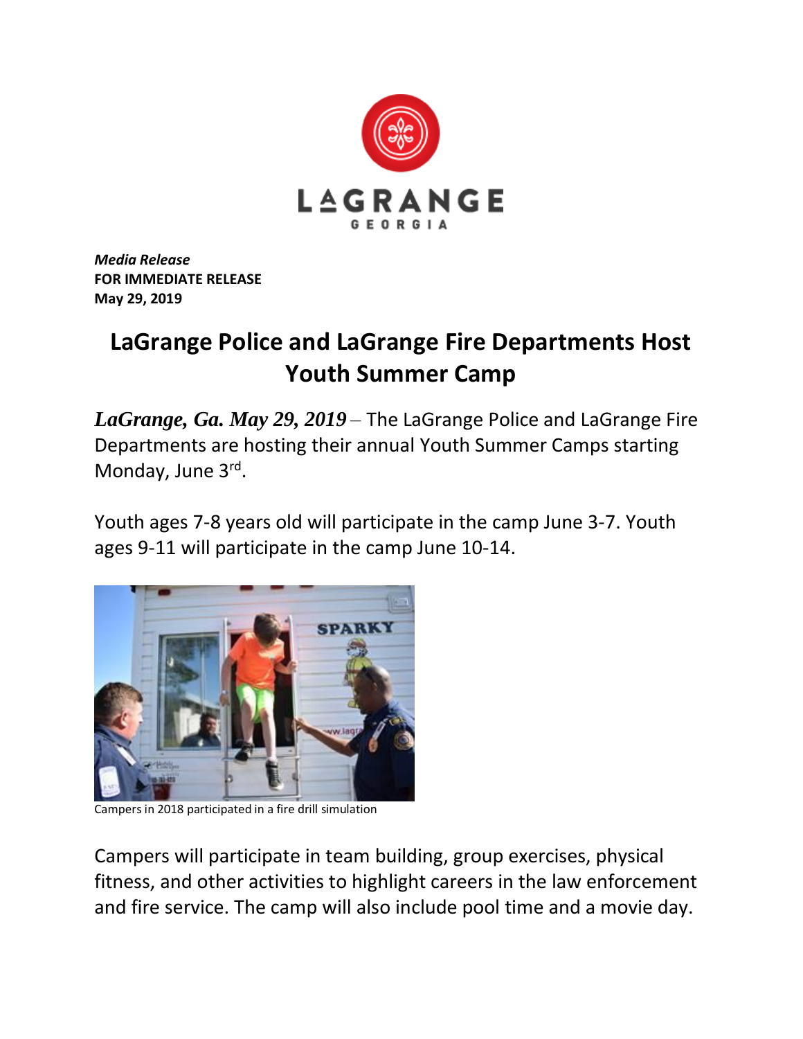LAGRANGE
GEORGIA

***Media Release***
**FOR IMMEDIATE RELEASE**
**May 29, 2019**

# LaGrange Police and LaGrange Fire Departments Host Youth Summer Camp

***LaGrange, Ga. May 29, 2019*** – The LaGrange Police and LaGrange Fire Departments are hosting their annual Youth Summer Camps starting Monday, June 3rd.

Youth ages 7-8 years old will participate in the camp June 3-7. Youth ages 9-11 will participate in the camp June 10-14.

Campers in 2018 participated in a fire drill simulation

Campers will participate in team building, group exercises, physical fitness, and other activities to highlight careers in the law enforcement and fire service. The camp will also include pool time and a movie day.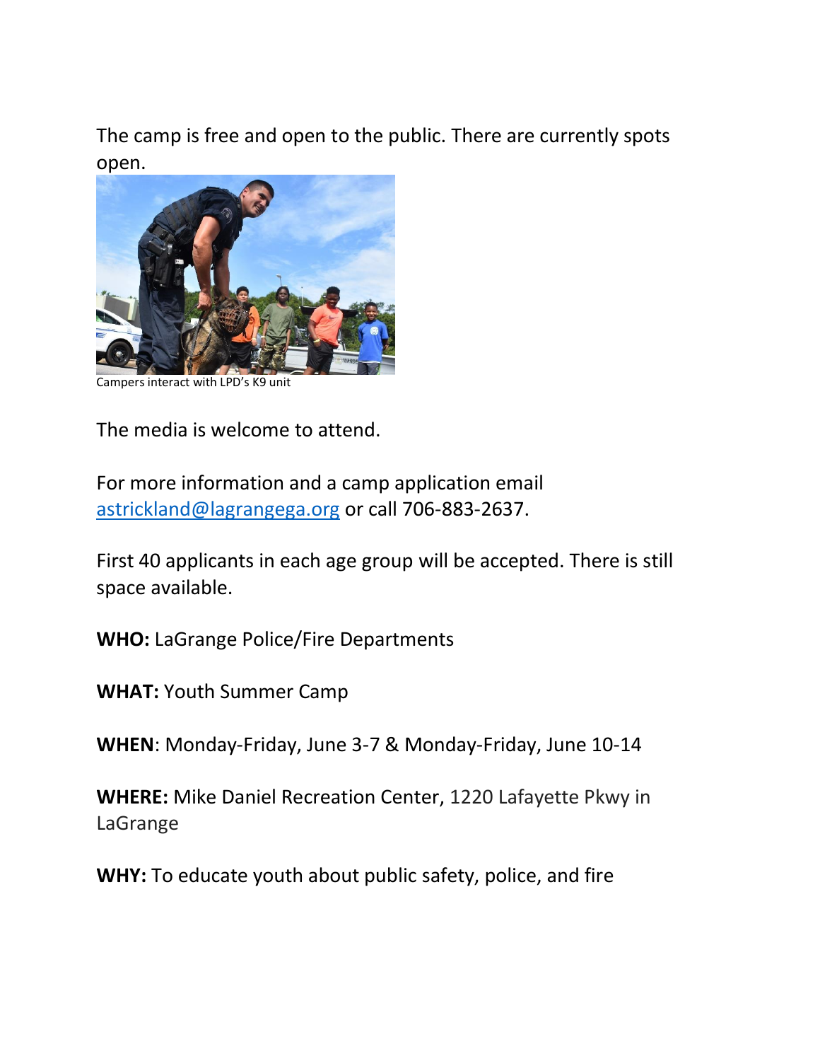The camp is free and open to the public. There are currently spots open.

Campers interact with LPD's K9 unit

The media is welcome to attend.

For more information and a camp application email astrickland@lagrangega.org or call 706-883-2637.

First 40 applicants in each age group will be accepted. There is still space available.

**WHO:** LaGrange Police/Fire Departments

**WHAT:** Youth Summer Camp

**WHEN**: Monday-Friday, June 3-7 & Monday-Friday, June 10-14

**WHERE:** Mike Daniel Recreation Center, 1220 Lafayette Pkwy in LaGrange

**WHY:** To educate youth about public safety, police, and fire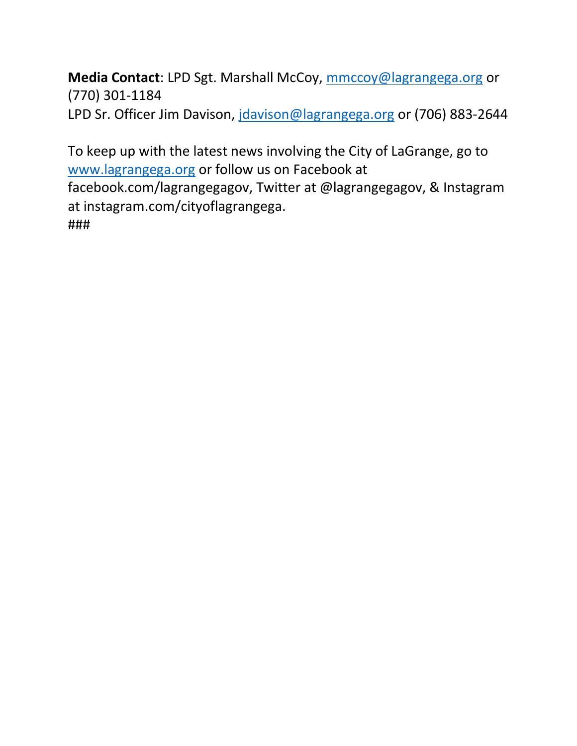**Media Contact**: LPD Sgt. Marshall McCoy, mmccoy@lagrangega.org or (770) 301-1184
LPD Sr. Officer Jim Davison, jdavison@lagrangega.org or (706) 883-2644

To keep up with the latest news involving the City of LaGrange, go to www.lagrangega.org or follow us on Facebook at facebook.com/lagrangegagov, Twitter at @lagrangegagov, & Instagram at instagram.com/cityoflagrangega.

###